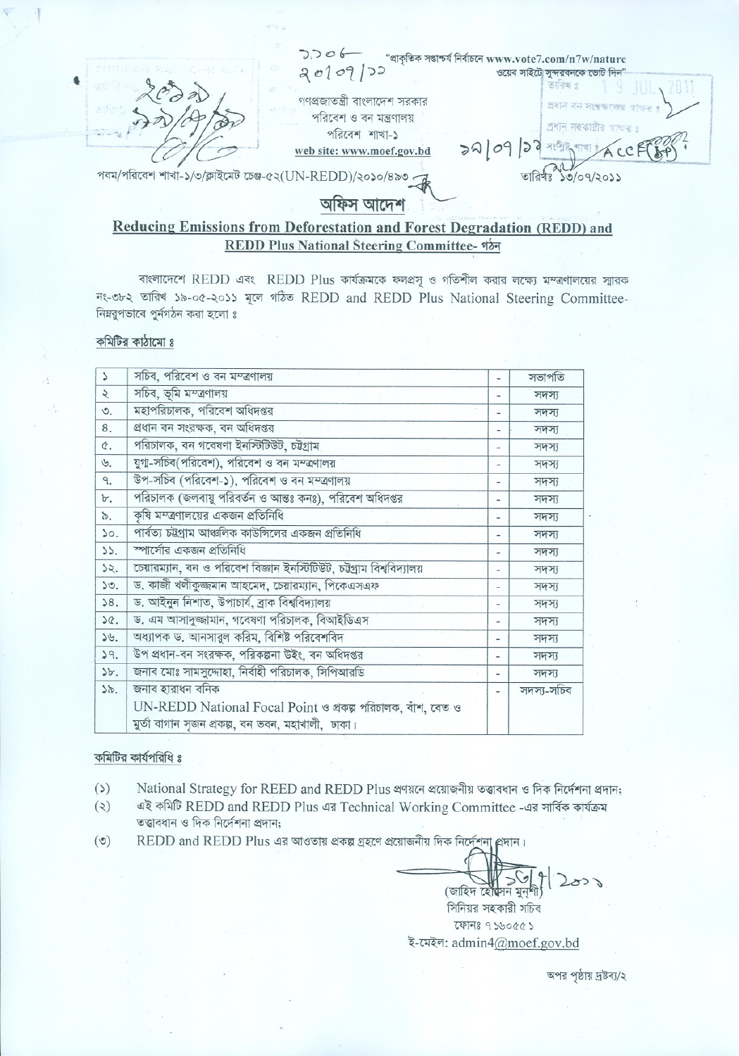"প্রাকৃতিক সপ্তাশ্চর্য নির্বাচনে www.vote7.com/n7w/nature ওয়েব সাইটে সুন্দরবনকে ভোট দিন"

গণপ্রজাতন্ত্রী বাংলাদেশ সরকার
পরিবেশ ও বন মন্ত্রণালয়
পরিবেশ শাখা-১
web site: www.moef.gov.bd

পবম/পরিবেশ শাখা-১/৩/ক্লাইমেট চেঞ্জ-৫২(UN-REDD)/২০১০/৪৯৩ তারিখঃ ১৩/০৭/২০১১

## অফিস আদেশ

**Reducing Emissions from Deforestation and Forest Degradation (REDD) and REDD Plus National Steering Committee- গঠন**

বাংলাদেশে REDD এবং REDD Plus কার্যক্রমকে ফলপ্রসূ ও গতিশীল করার লক্ষ্যে মন্ত্রণালয়ের স্মারক নং-৩৮২ তারিখ ১৯-০৫-২০১১ মূলে গঠিত REDD and REDD Plus National Steering Committee- নিম্নরূপভাবে পুর্নগঠন করা হলো ঃ

**কমিটির কাঠামো ঃ**

| | | | |
|---|---|---|---|
| ১ | সচিব, পরিবেশ ও বন মন্ত্রণালয় | - | সভাপতি |
| ২ | সচিব, ভূমি মন্ত্রণালয় | - | সদস্য |
| ৩. | মহাপরিচালক, পরিবেশ অধিদপ্তর | - | সদস্য |
| ৪. | প্রধান বন সংরক্ষক, বন অধিদপ্তর | - | সদস্য |
| ৫. | পরিচালক, বন গবেষণা ইনস্টিটিউট, চট্টগ্রাম | - | সদস্য |
| ৬. | যুগ্ম-সচিব(পরিবেশ), পরিবেশ ও বন মন্ত্রণালয় | - | সদস্য |
| ৭. | উপ-সচিব (পরিবেশ-১), পরিবেশ ও বন মন্ত্রণালয় | - | সদস্য |
| ৮. | পরিচালক (জলবায়ু পরিবর্তন ও আন্তঃ কনঃ), পরিবেশ অধিদপ্তর | - | সদস্য |
| ৯. | কৃষি মন্ত্রণালয়ের একজন প্রতিনিধি | - | সদস্য |
| ১০. | পার্বত্য চট্টগ্রাম আঞ্চলিক কাউন্সিলের একজন প্রতিনিধি | - | সদস্য |
| ১১. | স্পার্সোর একজন প্রতিনিধি | - | সদস্য |
| ১২. | চেয়ারম্যান, বন ও পরিবেশ বিজ্ঞান ইনস্টিটিউট, চট্টগ্রাম বিশ্ববিদ্যালয় | - | সদস্য |
| ১৩. | ড. কাজী খলীকুজ্জমান আহমেদ, চেয়ারম্যান, পিকেএসএফ | - | সদস্য |
| ১৪. | ড. আইনুন নিশাত, উপাচার্য, ব্রাক বিশ্ববিদ্যালয় | - | সদস্য |
| ১৫. | ড. এম আসাদুজ্জামান, গবেষণা পরিচালক, বিআইডিএস | - | সদস্য |
| ১৬. | অধ্যাপক ড. আনসারুল করিম, বিশিষ্ট পরিবেশবিদ | - | সদস্য |
| ১৭. | উপ প্রধান-বন সংরক্ষক, পরিকল্পনা উইং, বন অধিদপ্তর | - | সদস্য |
| ১৮. | জনাব মোঃ সামসুদ্দোহা, নির্বাহী পরিচালক, সিপিআরডি | - | সদস্য |
| ১৯. | জনাব হারাধন বনিক<br>UN-REDD National Focal Point ও প্রকল্প পরিচালক, বাঁশ, বেত ও মুর্তা বাগান সৃজন প্রকল্প, বন ভবন, মহাখালী, ঢাকা। | - | সদস্য-সচিব |

**কমিটির কার্যপরিধি ঃ**

(১) National Strategy for REED and REDD Plus প্রণয়নে প্রয়োজনীয় তত্ত্বাবধান ও দিক নির্দেশনা প্রদান;

(২) এই কমিটি REDD and REDD Plus এর Technical Working Committee -এর সার্বিক কার্যক্রম তত্ত্বাবধান ও দিক নির্দেশনা প্রদান;

(৩) REDD and REDD Plus এর আওতায় প্রকল্প গ্রহণে প্রয়োজনীয় দিক নির্দেশনা প্রদান।

(জাহিদ হোসেন মুন্সী)
সিনিয়র সহকারী সচিব
ফোনঃ ৭১৬০৫৫১
ই-মেইল: admin4@moef.gov.bd

অপর পৃষ্ঠায় দ্রষ্টব্য/২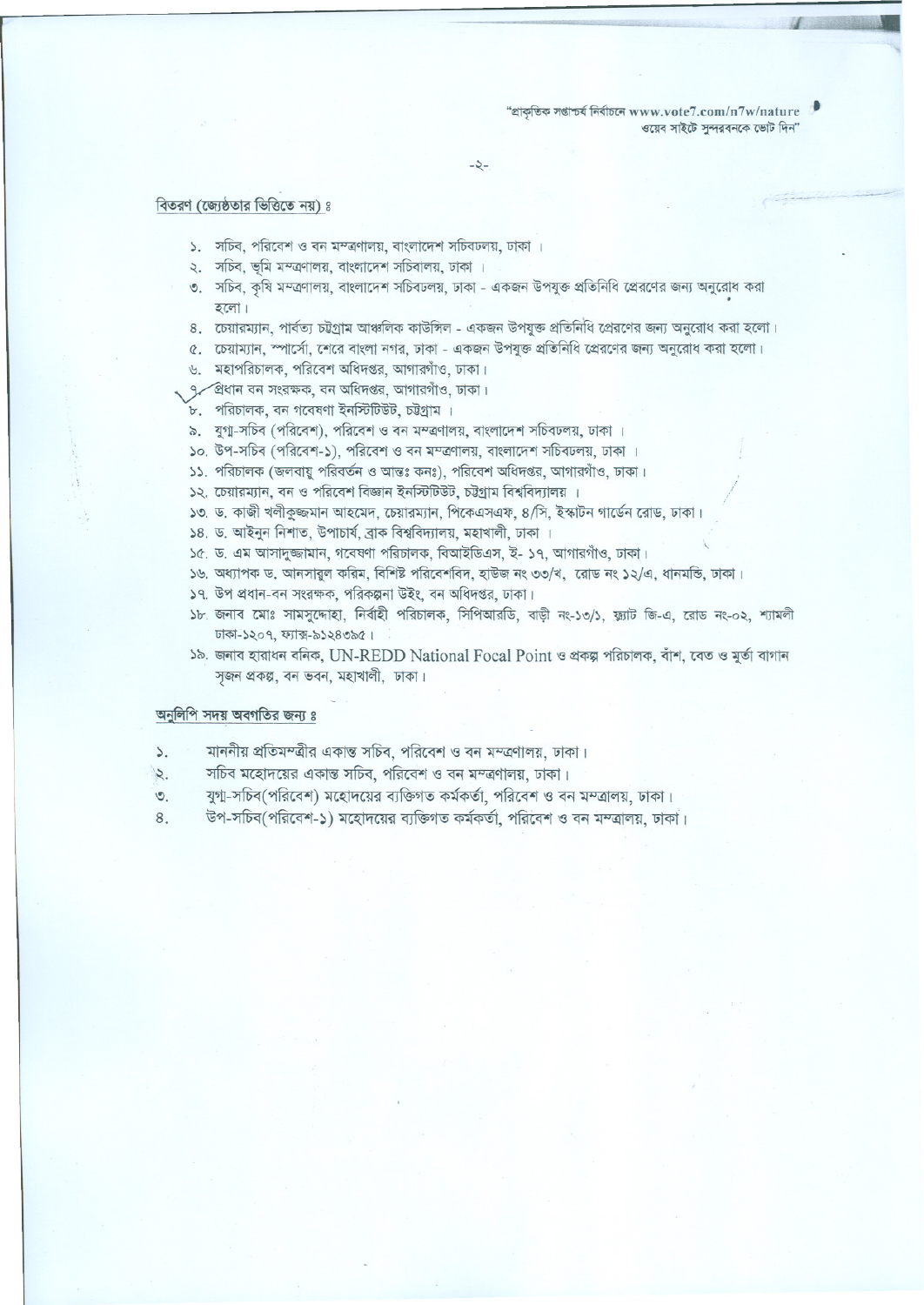"প্রাকৃতিক সপ্তাশ্চর্য নির্বাচনে www.vote7.com/n7w/nature ওয়েব সাইটে সুন্দরবনকে ভোট দিন"

**বিতরণ (জ্যেষ্ঠতার ভিত্তিতে নয়) ঃ**

১. সচিব, পরিবেশ ও বন মন্ত্রণালয়, বাংলাদেশ সচিবালয়, ঢাকা ।
২. সচিব, ভূমি মন্ত্রণালয়, বাংলাদেশ সচিবালয়, ঢাকা ।
৩. সচিব, কৃষি মন্ত্রণালয়, বাংলাদেশ সচিবালয়, ঢাকা - একজন উপযুক্ত প্রতিনিধি প্রেরণের জন্য অনুরোধ করা হলো।
৪. চেয়ারম্যান, পার্বত্য চট্টগ্রাম আঞ্চলিক কাউন্সিল - একজন উপযুক্ত প্রতিনিধি প্রেরণের জন্য অনুরোধ করা হলো।
৫. চেয়াম্যান, স্পার্সো, শেরে বাংলা নগর, ঢাকা - একজন উপযুক্ত প্রতিনিধি প্রেরণের জন্য অনুরোধ করা হলো।
৬. মহাপরিচালক, পরিবেশ অধিদপ্তর, আগারগাঁও, ঢাকা।
৭. প্রধান বন সংরক্ষক, বন অধিদপ্তর, আগারগাঁও, ঢাকা।
৮. পরিচালক, বন গবেষণা ইনস্টিটিউট, চট্টগ্রাম ।
৯. যুগ্ম-সচিব (পরিবেশ), পরিবেশ ও বন মন্ত্রণালয়, বাংলাদেশ সচিবালয়, ঢাকা ।
১০. উপ-সচিব (পরিবেশ-১), পরিবেশ ও বন মন্ত্রণালয়, বাংলাদেশ সচিবালয়, ঢাকা ।
১১. পরিচালক (জলবায়ু পরিবর্তন ও আন্তঃ কনঃ), পরিবেশ অধিদপ্তর, আগারগাঁও, ঢাকা।
১২. চেয়ারম্যান, বন ও পরিবেশ বিজ্ঞান ইনস্টিটিউট, চট্টগ্রাম বিশ্ববিদ্যালয় ।
১৩. ড. কাজী খলীকুজ্জমান আহমেদ, চেয়ারম্যান, পিকেএসএফ, ৪/সি, ইস্কাটন গার্ডেন রোড, ঢাকা।
১৪. ড. আইনুন নিশাত, উপাচার্য, ব্রাক বিশ্ববিদ্যালয়, মহাখালী, ঢাকা ।
১৫. ড. এম আসাদুজ্জামান, গবেষণা পরিচালক, বিআইডিএস, ই- ১৭, আগারগাঁও, ঢাকা।
১৬. অধ্যাপক ড. আনসারুল করিম, বিশিষ্ট পরিবেশবিদ, হাউজ নং ৩৩/খ, রোড নং ১২/এ, ধানমন্ডি, ঢাকা।
১৭. উপ প্রধান-বন সংরক্ষক, পরিকল্পনা উইং, বন অধিদপ্তর, ঢাকা।
১৮. জনাব মোঃ সামসুদ্দোহা, নির্বাহী পরিচালক, সিপিআরডি, বাড়ী নং-১৩/১, ফ্ল্যাট জি-এ, রোড নং-০২, শ্যামলী ঢাকা-১২০৭, ফ্যাক্স-৯১২৪৩৯৫ ।
১৯. জনাব হারাধন বনিক, UN-REDD National Focal Point ও প্রকল্প পরিচালক, বাঁশ, বেত ও মুর্তা বাগান সৃজন প্রকল্প, বন ভবন, মহাখালী, ঢাকা।

**অনুলিপি সদয় অবগতির জন্য ঃ**

১. মাননীয় প্রতিমন্ত্রীর একান্ত সচিব, পরিবেশ ও বন মন্ত্রণালয়, ঢাকা।
২. সচিব মহোদয়ের একান্ত সচিব, পরিবেশ ও বন মন্ত্রণালয়, ঢাকা।
৩. যুগ্ম-সচিব(পরিবেশ) মহোদয়ের ব্যক্তিগত কর্মকর্তা, পরিবেশ ও বন মন্ত্রালয়, ঢাকা।
৪. উপ-সচিব(পরিবেশ-১) মহোদয়ের ব্যক্তিগত কর্মকর্তা, পরিবেশ ও বন মন্ত্রালয়, ঢাকা।